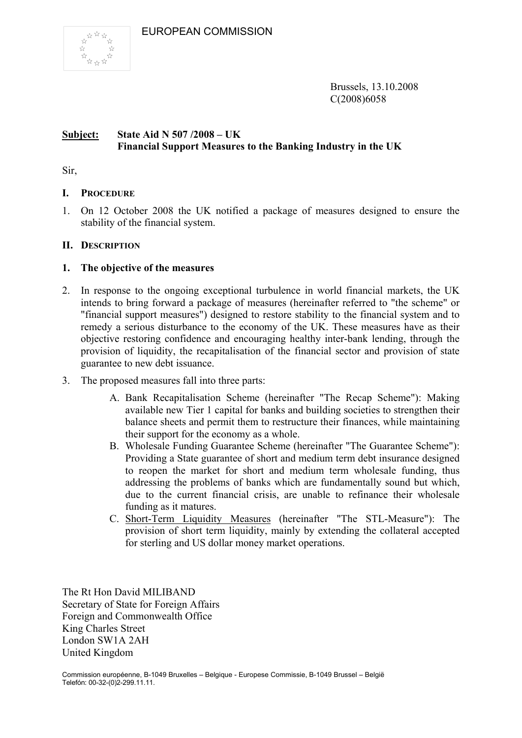EUROPEAN COMMISSION

Brussels, 13.10.2008
C(2008)6058

**Subject: State Aid N 507 /2008 – UK**
**Financial Support Measures to the Banking Industry in the UK**

Sir,

## I. PROCEDURE

1. On 12 October 2008 the UK notified a package of measures designed to ensure the stability of the financial system.

## II. DESCRIPTION

### 1. The objective of the measures

2. In response to the ongoing exceptional turbulence in world financial markets, the UK intends to bring forward a package of measures (hereinafter referred to "the scheme" or "financial support measures") designed to restore stability to the financial system and to remedy a serious disturbance to the economy of the UK. These measures have as their objective restoring confidence and encouraging healthy inter-bank lending, through the provision of liquidity, the recapitalisation of the financial sector and provision of state guarantee to new debt issuance.

3. The proposed measures fall into three parts:

   A. Bank Recapitalisation Scheme (hereinafter "The Recap Scheme"): Making available new Tier 1 capital for banks and building societies to strengthen their balance sheets and permit them to restructure their finances, while maintaining their support for the economy as a whole.

   B. Wholesale Funding Guarantee Scheme (hereinafter "The Guarantee Scheme"): Providing a State guarantee of short and medium term debt insurance designed to reopen the market for short and medium term wholesale funding, thus addressing the problems of banks which are fundamentally sound but which, due to the current financial crisis, are unable to refinance their wholesale funding as it matures.

   C. Short-Term Liquidity Measures (hereinafter "The STL-Measure"): The provision of short term liquidity, mainly by extending the collateral accepted for sterling and US dollar money market operations.

The Rt Hon David MILIBAND
Secretary of State for Foreign Affairs
Foreign and Commonwealth Office
King Charles Street
London SW1A 2AH
United Kingdom

Commission européenne, B-1049 Bruxelles – Belgique - Europese Commissie, B-1049 Brussel – België
Telefón: 00-32-(0)2-299.11.11.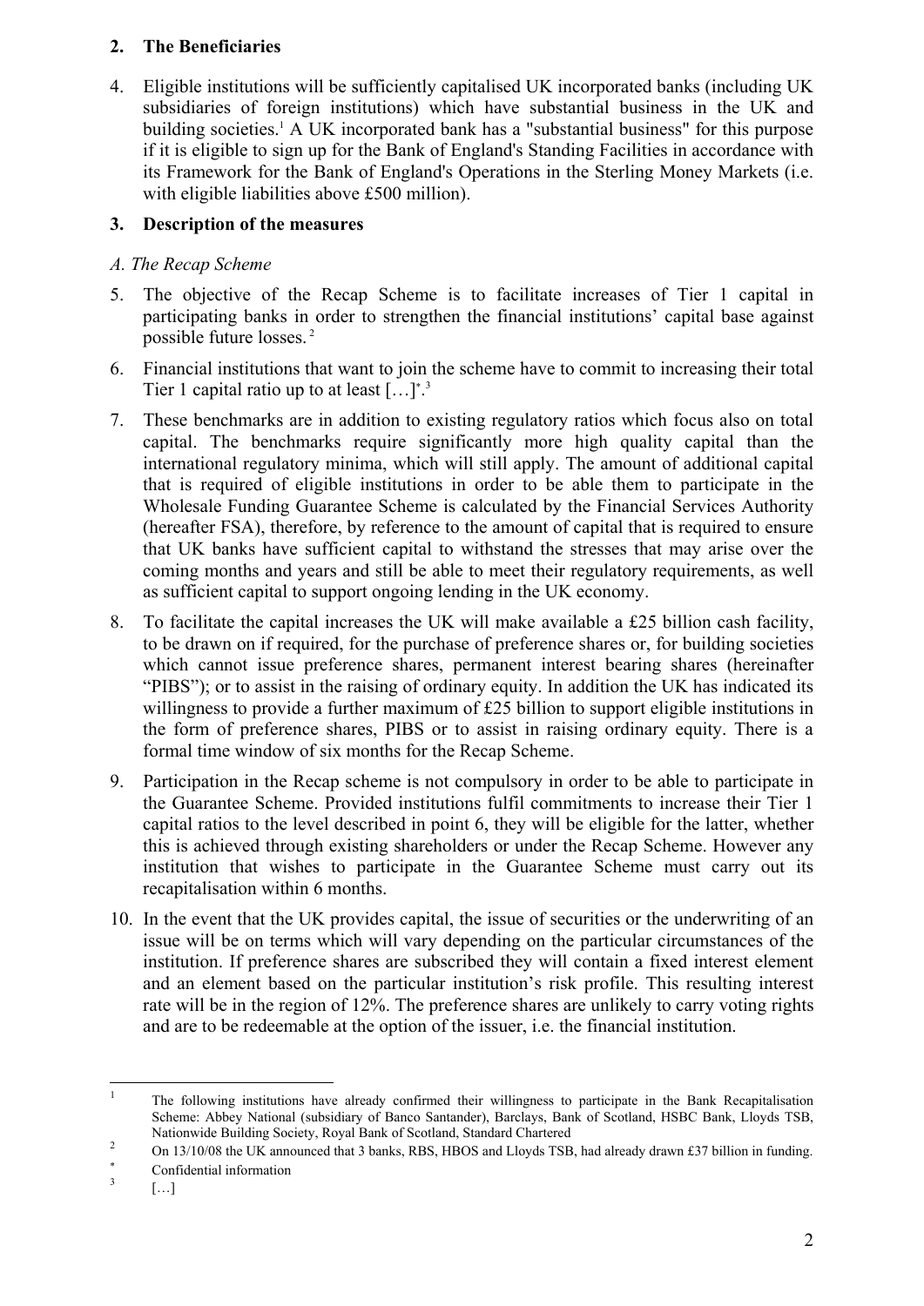## 2. The Beneficiaries

4. Eligible institutions will be sufficiently capitalised UK incorporated banks (including UK subsidiaries of foreign institutions) which have substantial business in the UK and building societies.[1] A UK incorporated bank has a "substantial business" for this purpose if it is eligible to sign up for the Bank of England's Standing Facilities in accordance with its Framework for the Bank of England's Operations in the Sterling Money Markets (i.e. with eligible liabilities above £500 million).

## 3. Description of the measures

### *A. The Recap Scheme*

5. The objective of the Recap Scheme is to facilitate increases of Tier 1 capital in participating banks in order to strengthen the financial institutions' capital base against possible future losses.[2]

6. Financial institutions that want to join the scheme have to commit to increasing their total Tier 1 capital ratio up to at least […][*].[3]

7. These benchmarks are in addition to existing regulatory ratios which focus also on total capital. The benchmarks require significantly more high quality capital than the international regulatory minima, which will still apply. The amount of additional capital that is required of eligible institutions in order to be able them to participate in the Wholesale Funding Guarantee Scheme is calculated by the Financial Services Authority (hereafter FSA), therefore, by reference to the amount of capital that is required to ensure that UK banks have sufficient capital to withstand the stresses that may arise over the coming months and years and still be able to meet their regulatory requirements, as well as sufficient capital to support ongoing lending in the UK economy.

8. To facilitate the capital increases the UK will make available a £25 billion cash facility, to be drawn on if required, for the purchase of preference shares or, for building societies which cannot issue preference shares, permanent interest bearing shares (hereinafter "PIBS"); or to assist in the raising of ordinary equity. In addition the UK has indicated its willingness to provide a further maximum of £25 billion to support eligible institutions in the form of preference shares, PIBS or to assist in raising ordinary equity. There is a formal time window of six months for the Recap Scheme.

9. Participation in the Recap scheme is not compulsory in order to be able to participate in the Guarantee Scheme. Provided institutions fulfil commitments to increase their Tier 1 capital ratios to the level described in point 6, they will be eligible for the latter, whether this is achieved through existing shareholders or under the Recap Scheme. However any institution that wishes to participate in the Guarantee Scheme must carry out its recapitalisation within 6 months.

10. In the event that the UK provides capital, the issue of securities or the underwriting of an issue will be on terms which will vary depending on the particular circumstances of the institution. If preference shares are subscribed they will contain a fixed interest element and an element based on the particular institution's risk profile. This resulting interest rate will be in the region of 12%. The preference shares are unlikely to carry voting rights and are to be redeemable at the option of the issuer, i.e. the financial institution.

---

[1] The following institutions have already confirmed their willingness to participate in the Bank Recapitalisation Scheme: Abbey National (subsidiary of Banco Santander), Barclays, Bank of Scotland, HSBC Bank, Lloyds TSB, Nationwide Building Society, Royal Bank of Scotland, Standard Chartered

[2] On 13/10/08 the UK announced that 3 banks, RBS, HBOS and Lloyds TSB, had already drawn £37 billion in funding.

[*] Confidential information

[3] […]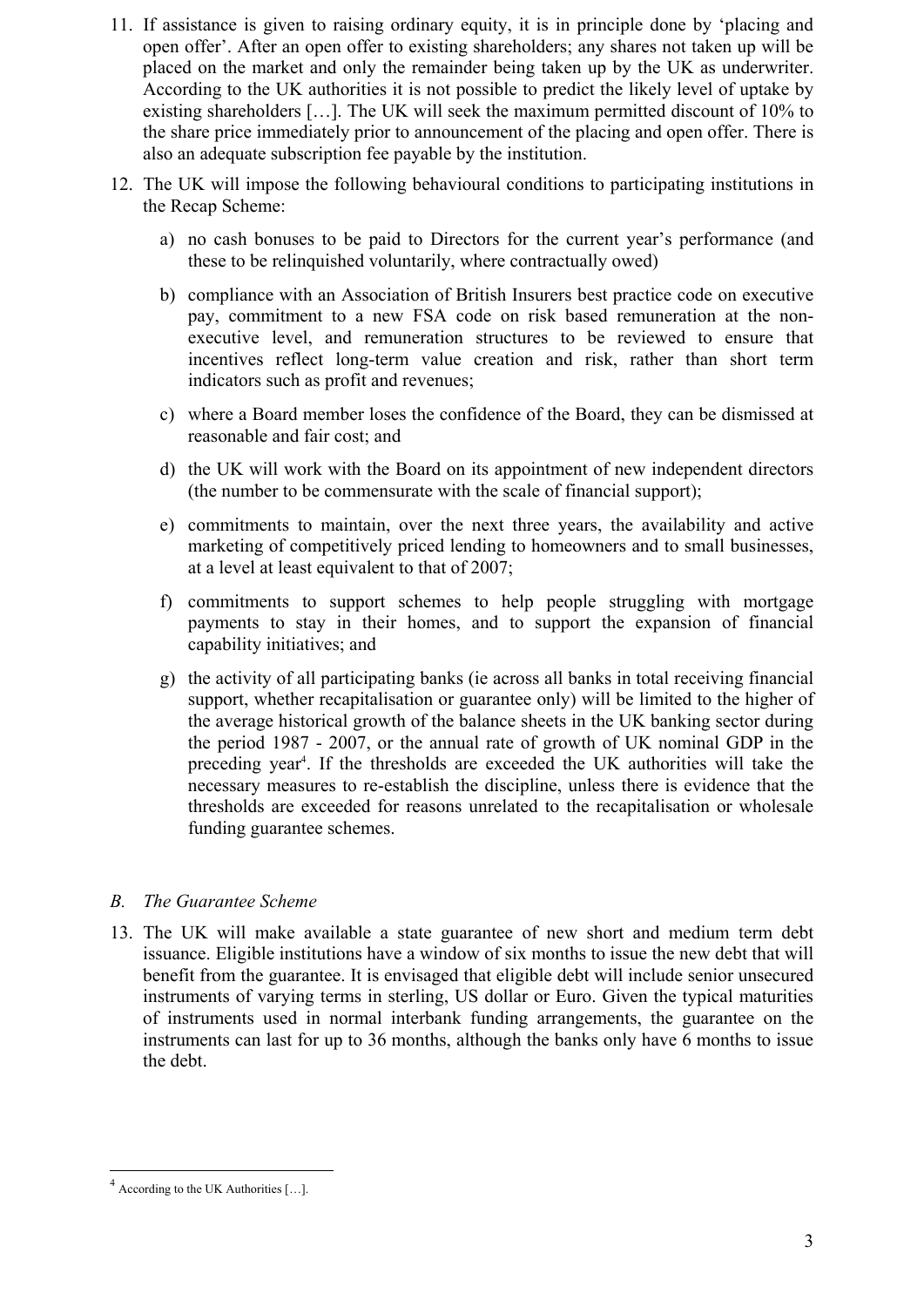11. If assistance is given to raising ordinary equity, it is in principle done by 'placing and open offer'. After an open offer to existing shareholders; any shares not taken up will be placed on the market and only the remainder being taken up by the UK as underwriter. According to the UK authorities it is not possible to predict the likely level of uptake by existing shareholders […]. The UK will seek the maximum permitted discount of 10% to the share price immediately prior to announcement of the placing and open offer. There is also an adequate subscription fee payable by the institution.

12. The UK will impose the following behavioural conditions to participating institutions in the Recap Scheme:

    a) no cash bonuses to be paid to Directors for the current year's performance (and these to be relinquished voluntarily, where contractually owed)

    b) compliance with an Association of British Insurers best practice code on executive pay, commitment to a new FSA code on risk based remuneration at the non-executive level, and remuneration structures to be reviewed to ensure that incentives reflect long-term value creation and risk, rather than short term indicators such as profit and revenues;

    c) where a Board member loses the confidence of the Board, they can be dismissed at reasonable and fair cost; and

    d) the UK will work with the Board on its appointment of new independent directors (the number to be commensurate with the scale of financial support);

    e) commitments to maintain, over the next three years, the availability and active marketing of competitively priced lending to homeowners and to small businesses, at a level at least equivalent to that of 2007;

    f) commitments to support schemes to help people struggling with mortgage payments to stay in their homes, and to support the expansion of financial capability initiatives; and

    g) the activity of all participating banks (ie across all banks in total receiving financial support, whether recapitalisation or guarantee only) will be limited to the higher of the average historical growth of the balance sheets in the UK banking sector during the period 1987 - 2007, or the annual rate of growth of UK nominal GDP in the preceding year[4]. If the thresholds are exceeded the UK authorities will take the necessary measures to re-establish the discipline, unless there is evidence that the thresholds are exceeded for reasons unrelated to the recapitalisation or wholesale funding guarantee schemes.

### *B. The Guarantee Scheme*

13. The UK will make available a state guarantee of new short and medium term debt issuance. Eligible institutions have a window of six months to issue the new debt that will benefit from the guarantee. It is envisaged that eligible debt will include senior unsecured instruments of varying terms in sterling, US dollar or Euro. Given the typical maturities of instruments used in normal interbank funding arrangements, the guarantee on the instruments can last for up to 36 months, although the banks only have 6 months to issue the debt.

---

[4] According to the UK Authorities […].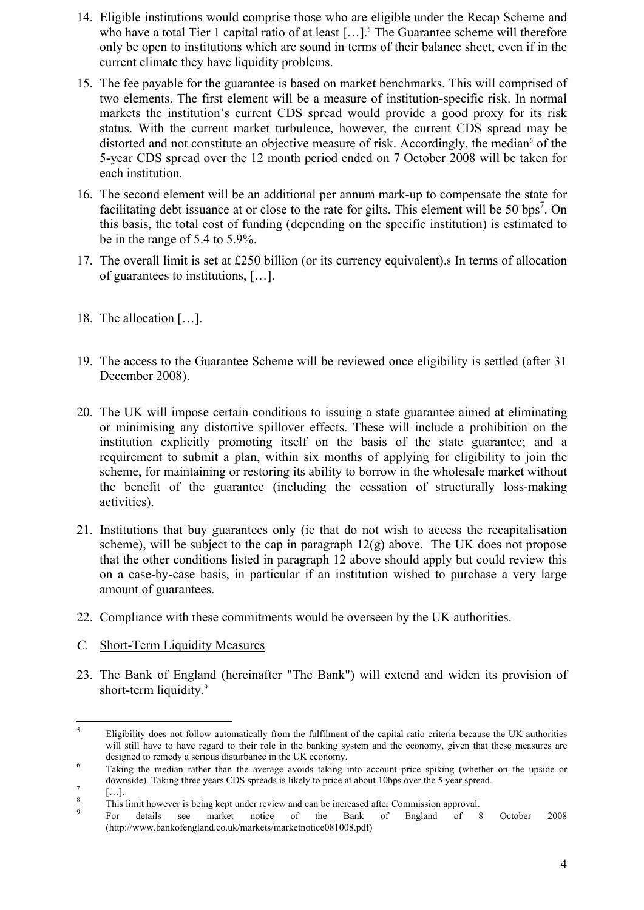14. Eligible institutions would comprise those who are eligible under the Recap Scheme and who have a total Tier 1 capital ratio of at least […].[5] The Guarantee scheme will therefore only be open to institutions which are sound in terms of their balance sheet, even if in the current climate they have liquidity problems.

15. The fee payable for the guarantee is based on market benchmarks. This will comprised of two elements. The first element will be a measure of institution-specific risk. In normal markets the institution's current CDS spread would provide a good proxy for its risk status. With the current market turbulence, however, the current CDS spread may be distorted and not constitute an objective measure of risk. Accordingly, the median[6] of the 5-year CDS spread over the 12 month period ended on 7 October 2008 will be taken for each institution.

16. The second element will be an additional per annum mark-up to compensate the state for facilitating debt issuance at or close to the rate for gilts. This element will be 50 bps[7]. On this basis, the total cost of funding (depending on the specific institution) is estimated to be in the range of 5.4 to 5.9%.

17. The overall limit is set at £250 billion (or its currency equivalent).[8] In terms of allocation of guarantees to institutions, […].

18. The allocation […].

19. The access to the Guarantee Scheme will be reviewed once eligibility is settled (after 31 December 2008).

20. The UK will impose certain conditions to issuing a state guarantee aimed at eliminating or minimising any distortive spillover effects. These will include a prohibition on the institution explicitly promoting itself on the basis of the state guarantee; and a requirement to submit a plan, within six months of applying for eligibility to join the scheme, for maintaining or restoring its ability to borrow in the wholesale market without the benefit of the guarantee (including the cessation of structurally loss-making activities).

21. Institutions that buy guarantees only (ie that do not wish to access the recapitalisation scheme), will be subject to the cap in paragraph 12(g) above. The UK does not propose that the other conditions listed in paragraph 12 above should apply but could review this on a case-by-case basis, in particular if an institution wished to purchase a very large amount of guarantees.

22. Compliance with these commitments would be overseen by the UK authorities.

## *C.* Short-Term Liquidity Measures

23. The Bank of England (hereinafter "The Bank") will extend and widen its provision of short-term liquidity.[9]

---

[5] Eligibility does not follow automatically from the fulfilment of the capital ratio criteria because the UK authorities will still have to have regard to their role in the banking system and the economy, given that these measures are designed to remedy a serious disturbance in the UK economy.

[6] Taking the median rather than the average avoids taking into account price spiking (whether on the upside or downside). Taking three years CDS spreads is likely to price at about 10bps over the 5 year spread.

[7] […].

[8] This limit however is being kept under review and can be increased after Commission approval.

[9] For details see market notice of the Bank of England of 8 October 2008 (http://www.bankofengland.co.uk/markets/marketnotice081008.pdf)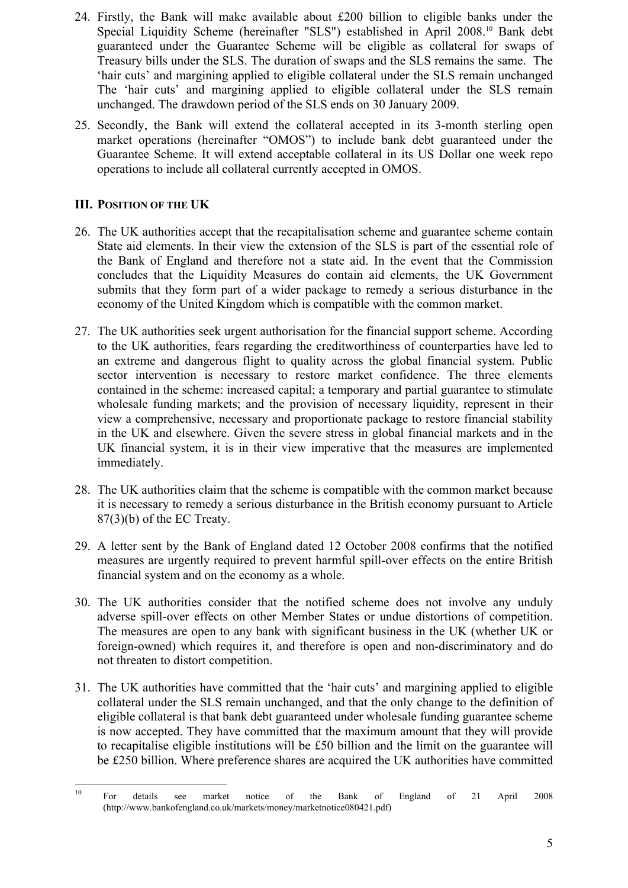24. Firstly, the Bank will make available about £200 billion to eligible banks under the Special Liquidity Scheme (hereinafter "SLS") established in April 2008.[10] Bank debt guaranteed under the Guarantee Scheme will be eligible as collateral for swaps of Treasury bills under the SLS. The duration of swaps and the SLS remains the same. The 'hair cuts' and margining applied to eligible collateral under the SLS remain unchanged The 'hair cuts' and margining applied to eligible collateral under the SLS remain unchanged. The drawdown period of the SLS ends on 30 January 2009.

25. Secondly, the Bank will extend the collateral accepted in its 3-month sterling open market operations (hereinafter "OMOS") to include bank debt guaranteed under the Guarantee Scheme. It will extend acceptable collateral in its US Dollar one week repo operations to include all collateral currently accepted in OMOS.

## III. Position of the UK

26. The UK authorities accept that the recapitalisation scheme and guarantee scheme contain State aid elements. In their view the extension of the SLS is part of the essential role of the Bank of England and therefore not a state aid. In the event that the Commission concludes that the Liquidity Measures do contain aid elements, the UK Government submits that they form part of a wider package to remedy a serious disturbance in the economy of the United Kingdom which is compatible with the common market.

27. The UK authorities seek urgent authorisation for the financial support scheme. According to the UK authorities, fears regarding the creditworthiness of counterparties have led to an extreme and dangerous flight to quality across the global financial system. Public sector intervention is necessary to restore market confidence. The three elements contained in the scheme: increased capital; a temporary and partial guarantee to stimulate wholesale funding markets; and the provision of necessary liquidity, represent in their view a comprehensive, necessary and proportionate package to restore financial stability in the UK and elsewhere. Given the severe stress in global financial markets and in the UK financial system, it is in their view imperative that the measures are implemented immediately.

28. The UK authorities claim that the scheme is compatible with the common market because it is necessary to remedy a serious disturbance in the British economy pursuant to Article 87(3)(b) of the EC Treaty.

29. A letter sent by the Bank of England dated 12 October 2008 confirms that the notified measures are urgently required to prevent harmful spill-over effects on the entire British financial system and on the economy as a whole.

30. The UK authorities consider that the notified scheme does not involve any unduly adverse spill-over effects on other Member States or undue distortions of competition. The measures are open to any bank with significant business in the UK (whether UK or foreign-owned) which requires it, and therefore is open and non-discriminatory and do not threaten to distort competition.

31. The UK authorities have committed that the 'hair cuts' and margining applied to eligible collateral under the SLS remain unchanged, and that the only change to the definition of eligible collateral is that bank debt guaranteed under wholesale funding guarantee scheme is now accepted. They have committed that the maximum amount that they will provide to recapitalise eligible institutions will be £50 billion and the limit on the guarantee will be £250 billion. Where preference shares are acquired the UK authorities have committed

---

[10] For details see market notice of the Bank of England of 21 April 2008 (http://www.bankofengland.co.uk/markets/money/marketnotice080421.pdf)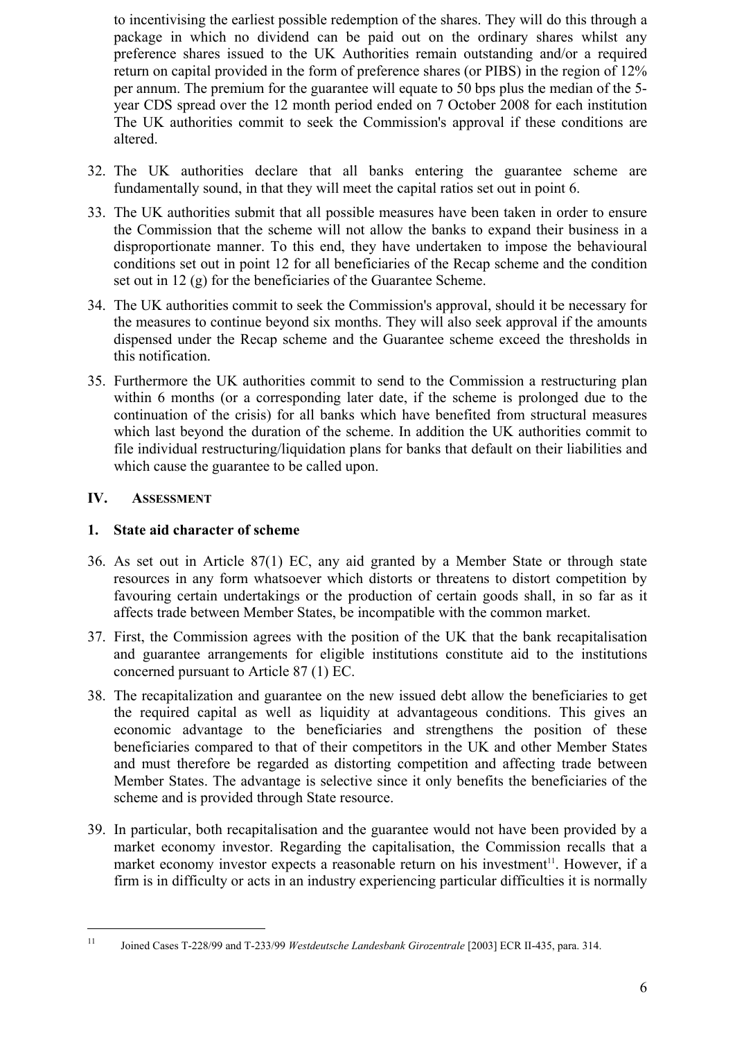to incentivising the earliest possible redemption of the shares. They will do this through a package in which no dividend can be paid out on the ordinary shares whilst any preference shares issued to the UK Authorities remain outstanding and/or a required return on capital provided in the form of preference shares (or PIBS) in the region of 12% per annum. The premium for the guarantee will equate to 50 bps plus the median of the 5-year CDS spread over the 12 month period ended on 7 October 2008 for each institution The UK authorities commit to seek the Commission's approval if these conditions are altered.

32. The UK authorities declare that all banks entering the guarantee scheme are fundamentally sound, in that they will meet the capital ratios set out in point 6.

33. The UK authorities submit that all possible measures have been taken in order to ensure the Commission that the scheme will not allow the banks to expand their business in a disproportionate manner. To this end, they have undertaken to impose the behavioural conditions set out in point 12 for all beneficiaries of the Recap scheme and the condition set out in 12 (g) for the beneficiaries of the Guarantee Scheme.

34. The UK authorities commit to seek the Commission's approval, should it be necessary for the measures to continue beyond six months. They will also seek approval if the amounts dispensed under the Recap scheme and the Guarantee scheme exceed the thresholds in this notification.

35. Furthermore the UK authorities commit to send to the Commission a restructuring plan within 6 months (or a corresponding later date, if the scheme is prolonged due to the continuation of the crisis) for all banks which have benefited from structural measures which last beyond the duration of the scheme. In addition the UK authorities commit to file individual restructuring/liquidation plans for banks that default on their liabilities and which cause the guarantee to be called upon.

## IV. ASSESSMENT

### 1. State aid character of scheme

36. As set out in Article 87(1) EC, any aid granted by a Member State or through state resources in any form whatsoever which distorts or threatens to distort competition by favouring certain undertakings or the production of certain goods shall, in so far as it affects trade between Member States, be incompatible with the common market.

37. First, the Commission agrees with the position of the UK that the bank recapitalisation and guarantee arrangements for eligible institutions constitute aid to the institutions concerned pursuant to Article 87 (1) EC.

38. The recapitalization and guarantee on the new issued debt allow the beneficiaries to get the required capital as well as liquidity at advantageous conditions. This gives an economic advantage to the beneficiaries and strengthens the position of these beneficiaries compared to that of their competitors in the UK and other Member States and must therefore be regarded as distorting competition and affecting trade between Member States. The advantage is selective since it only benefits the beneficiaries of the scheme and is provided through State resource.

39. In particular, both recapitalisation and the guarantee would not have been provided by a market economy investor. Regarding the capitalisation, the Commission recalls that a market economy investor expects a reasonable return on his investment[11]. However, if a firm is in difficulty or acts in an industry experiencing particular difficulties it is normally

[11] Joined Cases T-228/99 and T-233/99 *Westdeutsche Landesbank Girozentrale* [2003] ECR II-435, para. 314.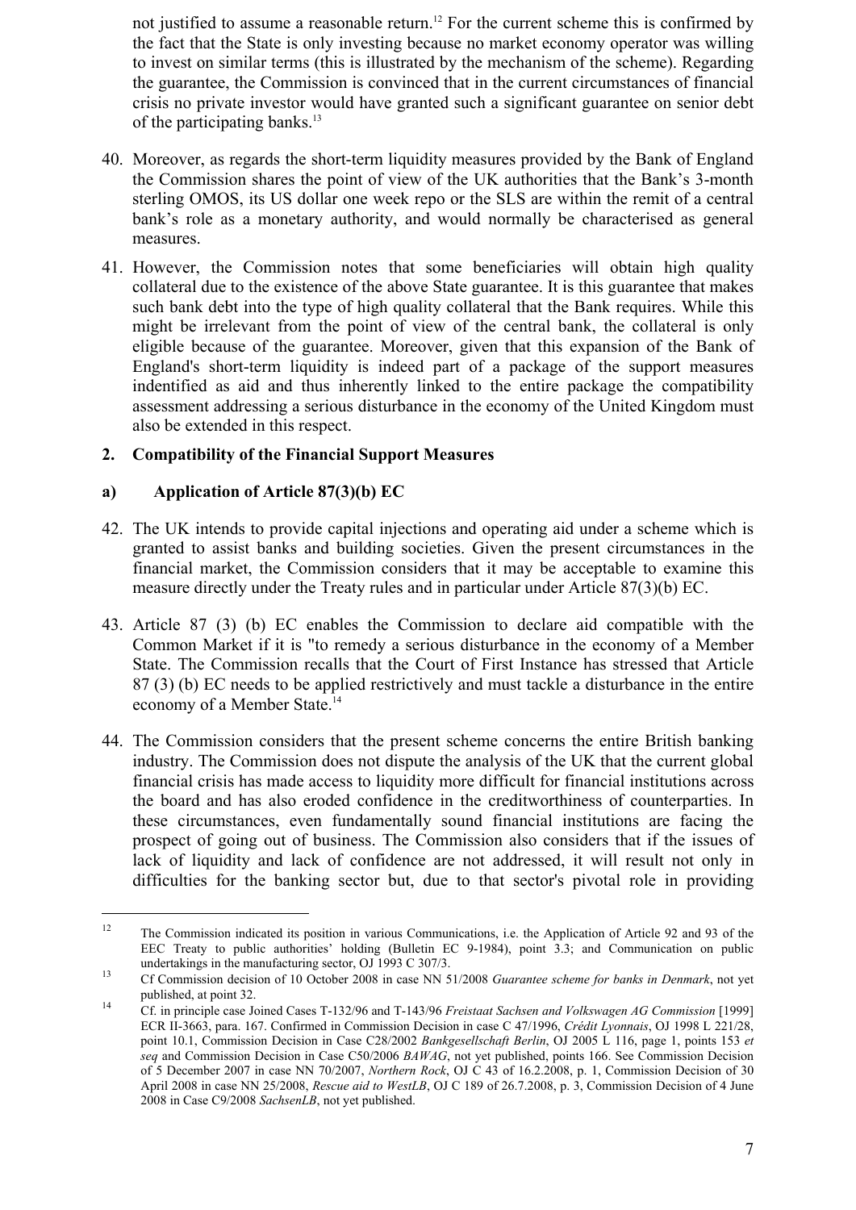not justified to assume a reasonable return.[12] For the current scheme this is confirmed by the fact that the State is only investing because no market economy operator was willing to invest on similar terms (this is illustrated by the mechanism of the scheme). Regarding the guarantee, the Commission is convinced that in the current circumstances of financial crisis no private investor would have granted such a significant guarantee on senior debt of the participating banks.[13]

40. Moreover, as regards the short-term liquidity measures provided by the Bank of England the Commission shares the point of view of the UK authorities that the Bank's 3-month sterling OMOS, its US dollar one week repo or the SLS are within the remit of a central bank's role as a monetary authority, and would normally be characterised as general measures.

41. However, the Commission notes that some beneficiaries will obtain high quality collateral due to the existence of the above State guarantee. It is this guarantee that makes such bank debt into the type of high quality collateral that the Bank requires. While this might be irrelevant from the point of view of the central bank, the collateral is only eligible because of the guarantee. Moreover, given that this expansion of the Bank of England's short-term liquidity is indeed part of a package of the support measures indentified as aid and thus inherently linked to the entire package the compatibility assessment addressing a serious disturbance in the economy of the United Kingdom must also be extended in this respect.

## 2. Compatibility of the Financial Support Measures

### a) Application of Article 87(3)(b) EC

42. The UK intends to provide capital injections and operating aid under a scheme which is granted to assist banks and building societies. Given the present circumstances in the financial market, the Commission considers that it may be acceptable to examine this measure directly under the Treaty rules and in particular under Article 87(3)(b) EC.

43. Article 87 (3) (b) EC enables the Commission to declare aid compatible with the Common Market if it is "to remedy a serious disturbance in the economy of a Member State. The Commission recalls that the Court of First Instance has stressed that Article 87 (3) (b) EC needs to be applied restrictively and must tackle a disturbance in the entire economy of a Member State.[14]

44. The Commission considers that the present scheme concerns the entire British banking industry. The Commission does not dispute the analysis of the UK that the current global financial crisis has made access to liquidity more difficult for financial institutions across the board and has also eroded confidence in the creditworthiness of counterparties. In these circumstances, even fundamentally sound financial institutions are facing the prospect of going out of business. The Commission also considers that if the issues of lack of liquidity and lack of confidence are not addressed, it will result not only in difficulties for the banking sector but, due to that sector's pivotal role in providing

---

[12] The Commission indicated its position in various Communications, i.e. the Application of Article 92 and 93 of the EEC Treaty to public authorities' holding (Bulletin EC 9-1984), point 3.3; and Communication on public undertakings in the manufacturing sector, OJ 1993 C 307/3.

[13] Cf Commission decision of 10 October 2008 in case NN 51/2008 *Guarantee scheme for banks in Denmark*, not yet published, at point 32.

[14] Cf. in principle case Joined Cases T-132/96 and T-143/96 *Freistaat Sachsen and Volkswagen AG Commission* [1999] ECR II-3663, para. 167. Confirmed in Commission Decision in case C 47/1996, *Crédit Lyonnais*, OJ 1998 L 221/28, point 10.1, Commission Decision in Case C28/2002 *Bankgesellschaft Berlin*, OJ 2005 L 116, page 1, points 153 *et seq* and Commission Decision in Case C50/2006 *BAWAG*, not yet published, points 166. See Commission Decision of 5 December 2007 in case NN 70/2007, *Northern Rock*, OJ C 43 of 16.2.2008, p. 1, Commission Decision of 30 April 2008 in case NN 25/2008, *Rescue aid to WestLB*, OJ C 189 of 26.7.2008, p. 3, Commission Decision of 4 June 2008 in Case C9/2008 *SachsenLB*, not yet published.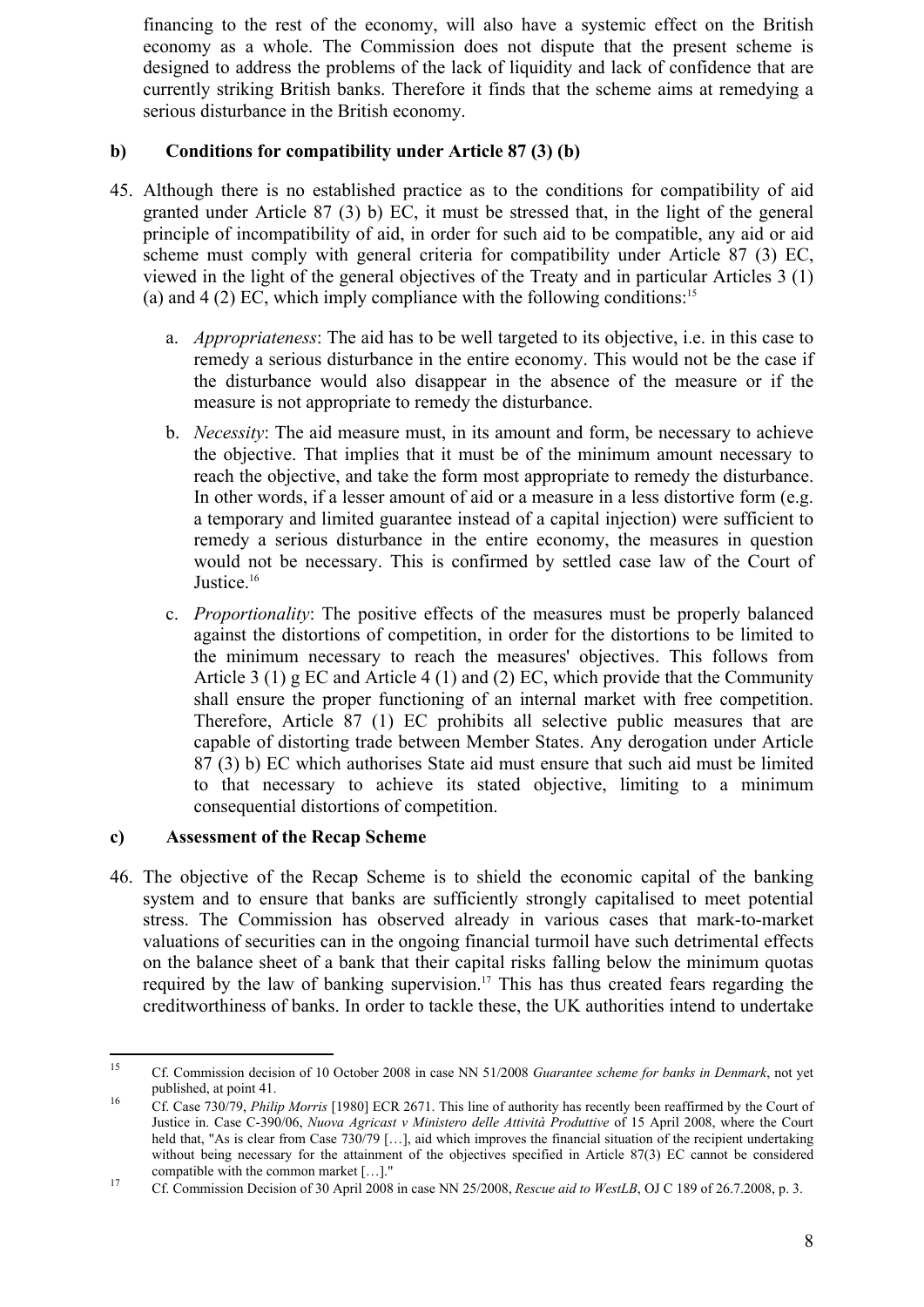financing to the rest of the economy, will also have a systemic effect on the British economy as a whole. The Commission does not dispute that the present scheme is designed to address the problems of the lack of liquidity and lack of confidence that are currently striking British banks. Therefore it finds that the scheme aims at remedying a serious disturbance in the British economy.

### b) Conditions for compatibility under Article 87 (3) (b)

45. Although there is no established practice as to the conditions for compatibility of aid granted under Article 87 (3) b) EC, it must be stressed that, in the light of the general principle of incompatibility of aid, in order for such aid to be compatible, any aid or aid scheme must comply with general criteria for compatibility under Article 87 (3) EC, viewed in the light of the general objectives of the Treaty and in particular Articles 3 (1) (a) and 4 (2) EC, which imply compliance with the following conditions:[15]

    a. *Appropriateness*: The aid has to be well targeted to its objective, i.e. in this case to remedy a serious disturbance in the entire economy. This would not be the case if the disturbance would also disappear in the absence of the measure or if the measure is not appropriate to remedy the disturbance.

    b. *Necessity*: The aid measure must, in its amount and form, be necessary to achieve the objective. That implies that it must be of the minimum amount necessary to reach the objective, and take the form most appropriate to remedy the disturbance. In other words, if a lesser amount of aid or a measure in a less distortive form (e.g. a temporary and limited guarantee instead of a capital injection) were sufficient to remedy a serious disturbance in the entire economy, the measures in question would not be necessary. This is confirmed by settled case law of the Court of Justice.[16]

    c. *Proportionality*: The positive effects of the measures must be properly balanced against the distortions of competition, in order for the distortions to be limited to the minimum necessary to reach the measures' objectives. This follows from Article 3 (1) g EC and Article 4 (1) and (2) EC, which provide that the Community shall ensure the proper functioning of an internal market with free competition. Therefore, Article 87 (1) EC prohibits all selective public measures that are capable of distorting trade between Member States. Any derogation under Article 87 (3) b) EC which authorises State aid must ensure that such aid must be limited to that necessary to achieve its stated objective, limiting to a minimum consequential distortions of competition.

### c) Assessment of the Recap Scheme

46. The objective of the Recap Scheme is to shield the economic capital of the banking system and to ensure that banks are sufficiently strongly capitalised to meet potential stress. The Commission has observed already in various cases that mark-to-market valuations of securities can in the ongoing financial turmoil have such detrimental effects on the balance sheet of a bank that their capital risks falling below the minimum quotas required by the law of banking supervision.[17] This has thus created fears regarding the creditworthiness of banks. In order to tackle these, the UK authorities intend to undertake

---

[15] Cf. Commission decision of 10 October 2008 in case NN 51/2008 *Guarantee scheme for banks in Denmark*, not yet published, at point 41.

[16] Cf. Case 730/79, *Philip Morris* [1980] ECR 2671. This line of authority has recently been reaffirmed by the Court of Justice in. Case C-390/06, *Nuova Agricast v Ministero delle Attività Produttive* of 15 April 2008, where the Court held that, "As is clear from Case 730/79 […], aid which improves the financial situation of the recipient undertaking without being necessary for the attainment of the objectives specified in Article 87(3) EC cannot be considered compatible with the common market […]."

[17] Cf. Commission Decision of 30 April 2008 in case NN 25/2008, *Rescue aid to WestLB*, OJ C 189 of 26.7.2008, p. 3.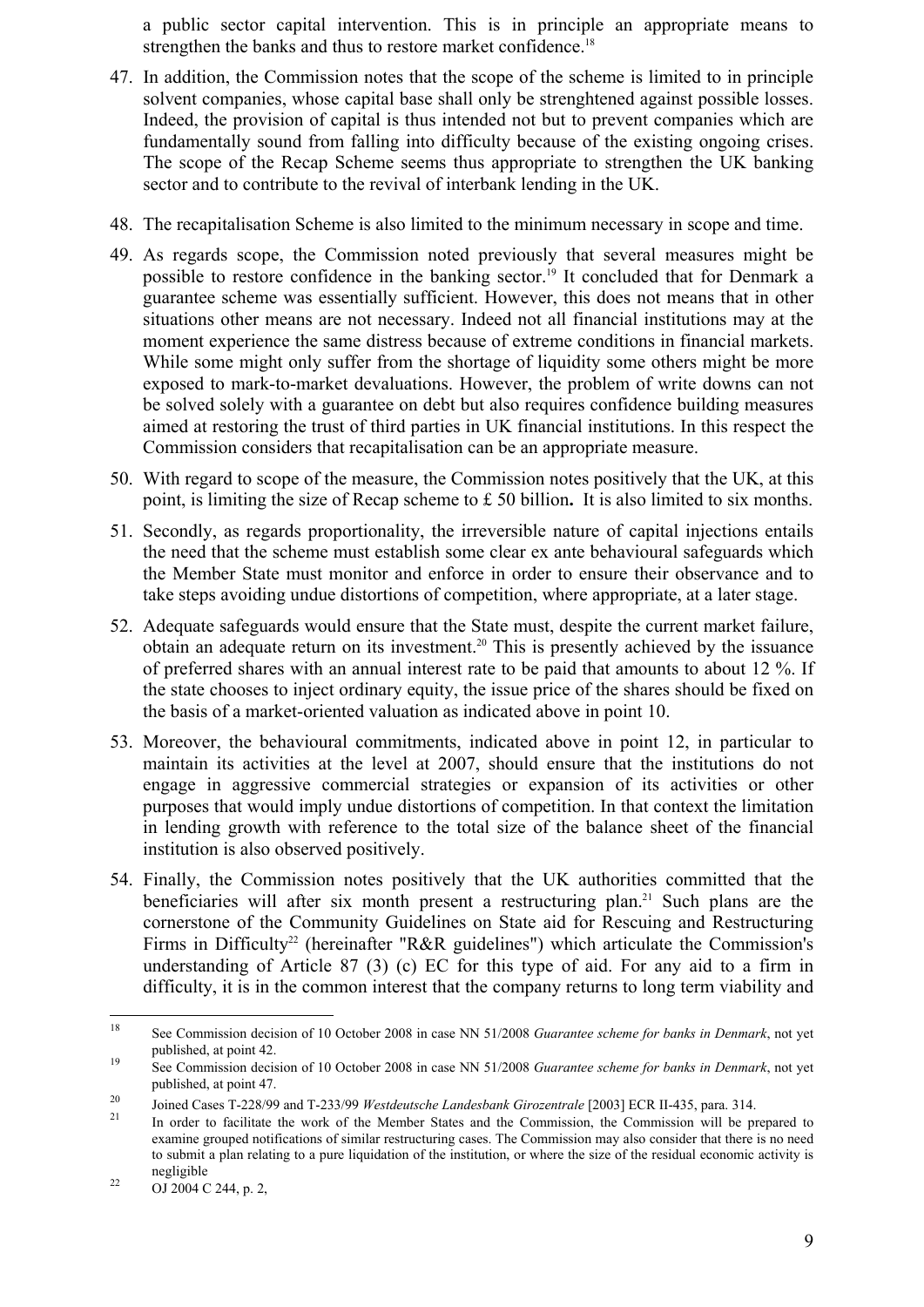a public sector capital intervention. This is in principle an appropriate means to strengthen the banks and thus to restore market confidence.[18]

47. In addition, the Commission notes that the scope of the scheme is limited to in principle solvent companies, whose capital base shall only be strenghtened against possible losses. Indeed, the provision of capital is thus intended not but to prevent companies which are fundamentally sound from falling into difficulty because of the existing ongoing crises. The scope of the Recap Scheme seems thus appropriate to strengthen the UK banking sector and to contribute to the revival of interbank lending in the UK.

48. The recapitalisation Scheme is also limited to the minimum necessary in scope and time.

49. As regards scope, the Commission noted previously that several measures might be possible to restore confidence in the banking sector.[19] It concluded that for Denmark a guarantee scheme was essentially sufficient. However, this does not means that in other situations other means are not necessary. Indeed not all financial institutions may at the moment experience the same distress because of extreme conditions in financial markets. While some might only suffer from the shortage of liquidity some others might be more exposed to mark-to-market devaluations. However, the problem of write downs can not be solved solely with a guarantee on debt but also requires confidence building measures aimed at restoring the trust of third parties in UK financial institutions. In this respect the Commission considers that recapitalisation can be an appropriate measure.

50. With regard to scope of the measure, the Commission notes positively that the UK, at this point, is limiting the size of Recap scheme to £ 50 billion**.** It is also limited to six months.

51. Secondly, as regards proportionality, the irreversible nature of capital injections entails the need that the scheme must establish some clear ex ante behavioural safeguards which the Member State must monitor and enforce in order to ensure their observance and to take steps avoiding undue distortions of competition, where appropriate, at a later stage.

52. Adequate safeguards would ensure that the State must, despite the current market failure, obtain an adequate return on its investment.[20] This is presently achieved by the issuance of preferred shares with an annual interest rate to be paid that amounts to about 12 %. If the state chooses to inject ordinary equity, the issue price of the shares should be fixed on the basis of a market-oriented valuation as indicated above in point 10.

53. Moreover, the behavioural commitments, indicated above in point 12, in particular to maintain its activities at the level at 2007, should ensure that the institutions do not engage in aggressive commercial strategies or expansion of its activities or other purposes that would imply undue distortions of competition. In that context the limitation in lending growth with reference to the total size of the balance sheet of the financial institution is also observed positively.

54. Finally, the Commission notes positively that the UK authorities committed that the beneficiaries will after six month present a restructuring plan.[21] Such plans are the cornerstone of the Community Guidelines on State aid for Rescuing and Restructuring Firms in Difficulty[22] (hereinafter "R&R guidelines") which articulate the Commission's understanding of Article 87 (3) (c) EC for this type of aid. For any aid to a firm in difficulty, it is in the common interest that the company returns to long term viability and

---

[18] See Commission decision of 10 October 2008 in case NN 51/2008 *Guarantee scheme for banks in Denmark*, not yet published, at point 42.

[19] See Commission decision of 10 October 2008 in case NN 51/2008 *Guarantee scheme for banks in Denmark*, not yet published, at point 47.

[20] Joined Cases T-228/99 and T-233/99 *Westdeutsche Landesbank Girozentrale* [2003] ECR II-435, para. 314.

[21] In order to facilitate the work of the Member States and the Commission, the Commission will be prepared to examine grouped notifications of similar restructuring cases. The Commission may also consider that there is no need to submit a plan relating to a pure liquidation of the institution, or where the size of the residual economic activity is negligible

[22] OJ 2004 C 244, p. 2,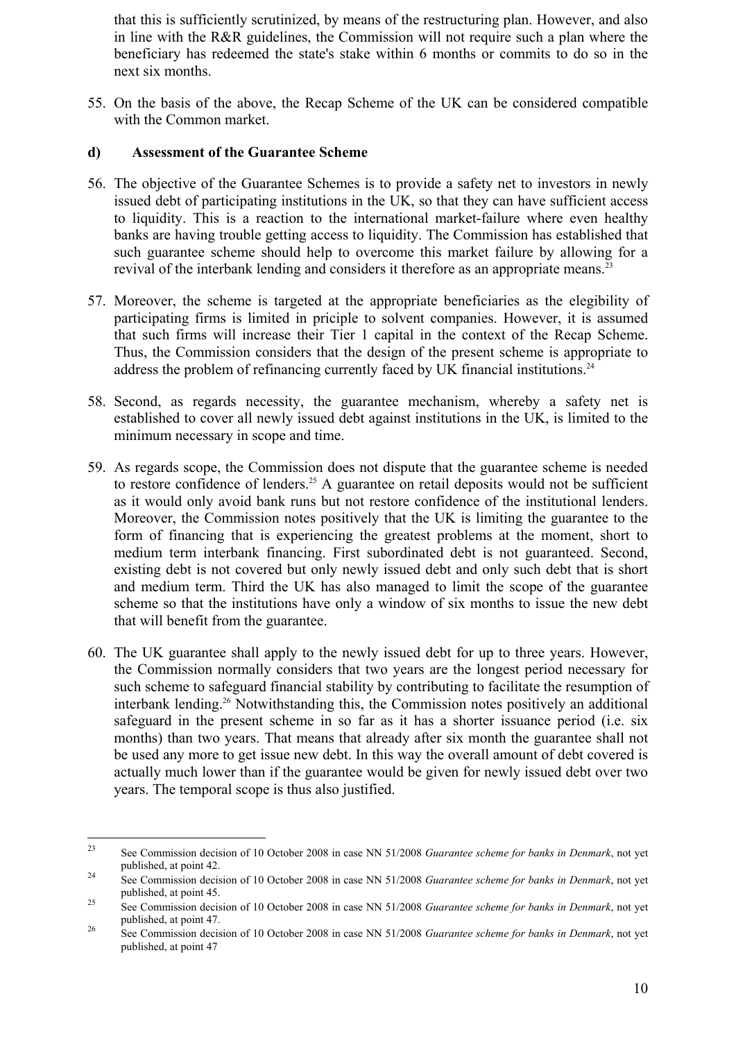that this is sufficiently scrutinized, by means of the restructuring plan. However, and also in line with the R&R guidelines, the Commission will not require such a plan where the beneficiary has redeemed the state's stake within 6 months or commits to do so in the next six months.

55. On the basis of the above, the Recap Scheme of the UK can be considered compatible with the Common market.

**d) Assessment of the Guarantee Scheme**

56. The objective of the Guarantee Schemes is to provide a safety net to investors in newly issued debt of participating institutions in the UK, so that they can have sufficient access to liquidity. This is a reaction to the international market-failure where even healthy banks are having trouble getting access to liquidity. The Commission has established that such guarantee scheme should help to overcome this market failure by allowing for a revival of the interbank lending and considers it therefore as an appropriate means.[23]

57. Moreover, the scheme is targeted at the appropriate beneficiaries as the elegibility of participating firms is limited in priciple to solvent companies. However, it is assumed that such firms will increase their Tier 1 capital in the context of the Recap Scheme. Thus, the Commission considers that the design of the present scheme is appropriate to address the problem of refinancing currently faced by UK financial institutions.[24]

58. Second, as regards necessity, the guarantee mechanism, whereby a safety net is established to cover all newly issued debt against institutions in the UK, is limited to the minimum necessary in scope and time.

59. As regards scope, the Commission does not dispute that the guarantee scheme is needed to restore confidence of lenders.[25] A guarantee on retail deposits would not be sufficient as it would only avoid bank runs but not restore confidence of the institutional lenders. Moreover, the Commission notes positively that the UK is limiting the guarantee to the form of financing that is experiencing the greatest problems at the moment, short to medium term interbank financing. First subordinated debt is not guaranteed. Second, existing debt is not covered but only newly issued debt and only such debt that is short and medium term. Third the UK has also managed to limit the scope of the guarantee scheme so that the institutions have only a window of six months to issue the new debt that will benefit from the guarantee.

60. The UK guarantee shall apply to the newly issued debt for up to three years. However, the Commission normally considers that two years are the longest period necessary for such scheme to safeguard financial stability by contributing to facilitate the resumption of interbank lending.[26] Notwithstanding this, the Commission notes positively an additional safeguard in the present scheme in so far as it has a shorter issuance period (i.e. six months) than two years. That means that already after six month the guarantee shall not be used any more to get issue new debt. In this way the overall amount of debt covered is actually much lower than if the guarantee would be given for newly issued debt over two years. The temporal scope is thus also justified.

---

[23] See Commission decision of 10 October 2008 in case NN 51/2008 *Guarantee scheme for banks in Denmark*, not yet published, at point 42.

[24] See Commission decision of 10 October 2008 in case NN 51/2008 *Guarantee scheme for banks in Denmark*, not yet published, at point 45.

[25] See Commission decision of 10 October 2008 in case NN 51/2008 *Guarantee scheme for banks in Denmark*, not yet published, at point 47.

[26] See Commission decision of 10 October 2008 in case NN 51/2008 *Guarantee scheme for banks in Denmark*, not yet published, at point 47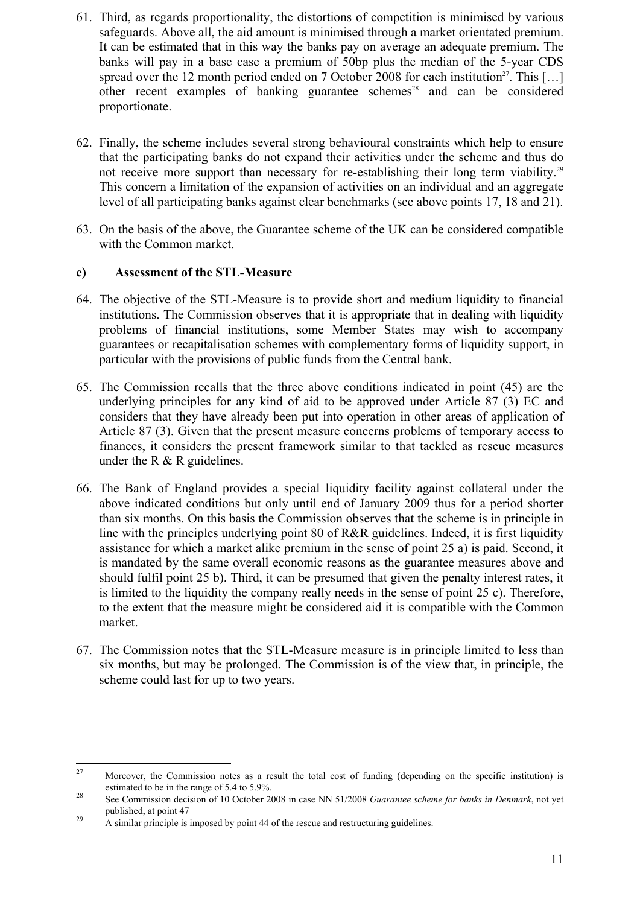61. Third, as regards proportionality, the distortions of competition is minimised by various safeguards. Above all, the aid amount is minimised through a market orientated premium. It can be estimated that in this way the banks pay on average an adequate premium. The banks will pay in a base case a premium of 50bp plus the median of the 5-year CDS spread over the 12 month period ended on 7 October 2008 for each institution[27]. This […] other recent examples of banking guarantee schemes[28] and can be considered proportionate.

62. Finally, the scheme includes several strong behavioural constraints which help to ensure that the participating banks do not expand their activities under the scheme and thus do not receive more support than necessary for re-establishing their long term viability.[29] This concern a limitation of the expansion of activities on an individual and an aggregate level of all participating banks against clear benchmarks (see above points 17, 18 and 21).

63. On the basis of the above, the Guarantee scheme of the UK can be considered compatible with the Common market.

**e) Assessment of the STL-Measure**

64. The objective of the STL-Measure is to provide short and medium liquidity to financial institutions. The Commission observes that it is appropriate that in dealing with liquidity problems of financial institutions, some Member States may wish to accompany guarantees or recapitalisation schemes with complementary forms of liquidity support, in particular with the provisions of public funds from the Central bank.

65. The Commission recalls that the three above conditions indicated in point (45) are the underlying principles for any kind of aid to be approved under Article 87 (3) EC and considers that they have already been put into operation in other areas of application of Article 87 (3). Given that the present measure concerns problems of temporary access to finances, it considers the present framework similar to that tackled as rescue measures under the R & R guidelines.

66. The Bank of England provides a special liquidity facility against collateral under the above indicated conditions but only until end of January 2009 thus for a period shorter than six months. On this basis the Commission observes that the scheme is in principle in line with the principles underlying point 80 of R&R guidelines. Indeed, it is first liquidity assistance for which a market alike premium in the sense of point 25 a) is paid. Second, it is mandated by the same overall economic reasons as the guarantee measures above and should fulfil point 25 b). Third, it can be presumed that given the penalty interest rates, it is limited to the liquidity the company really needs in the sense of point 25 c). Therefore, to the extent that the measure might be considered aid it is compatible with the Common market.

67. The Commission notes that the STL-Measure measure is in principle limited to less than six months, but may be prolonged. The Commission is of the view that, in principle, the scheme could last for up to two years.

---

[27] Moreover, the Commission notes as a result the total cost of funding (depending on the specific institution) is estimated to be in the range of 5.4 to 5.9%.

[28] See Commission decision of 10 October 2008 in case NN 51/2008 *Guarantee scheme for banks in Denmark*, not yet published, at point 47

[29] A similar principle is imposed by point 44 of the rescue and restructuring guidelines.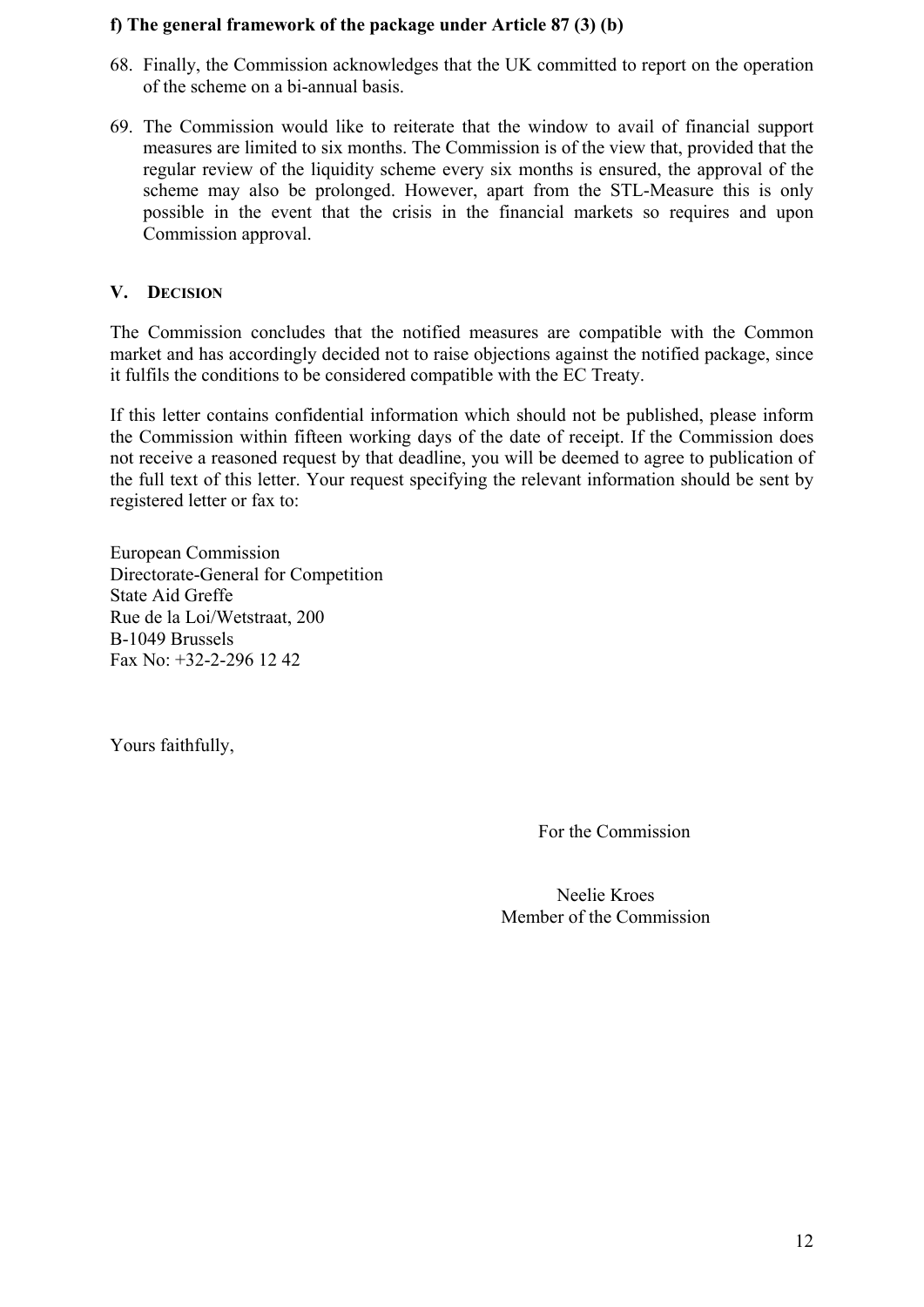#### f) The general framework of the package under Article 87 (3) (b)

68. Finally, the Commission acknowledges that the UK committed to report on the operation of the scheme on a bi-annual basis.

69. The Commission would like to reiterate that the window to avail of financial support measures are limited to six months. The Commission is of the view that, provided that the regular review of the liquidity scheme every six months is ensured, the approval of the scheme may also be prolonged. However, apart from the STL-Measure this is only possible in the event that the crisis in the financial markets so requires and upon Commission approval.

## V. DECISION

The Commission concludes that the notified measures are compatible with the Common market and has accordingly decided not to raise objections against the notified package, since it fulfils the conditions to be considered compatible with the EC Treaty.

If this letter contains confidential information which should not be published, please inform the Commission within fifteen working days of the date of receipt. If the Commission does not receive a reasoned request by that deadline, you will be deemed to agree to publication of the full text of this letter. Your request specifying the relevant information should be sent by registered letter or fax to:

European Commission
Directorate-General for Competition
State Aid Greffe
Rue de la Loi/Wetstraat, 200
B-1049 Brussels
Fax No: +32-2-296 12 42

Yours faithfully,

For the Commission

Neelie Kroes
Member of the Commission